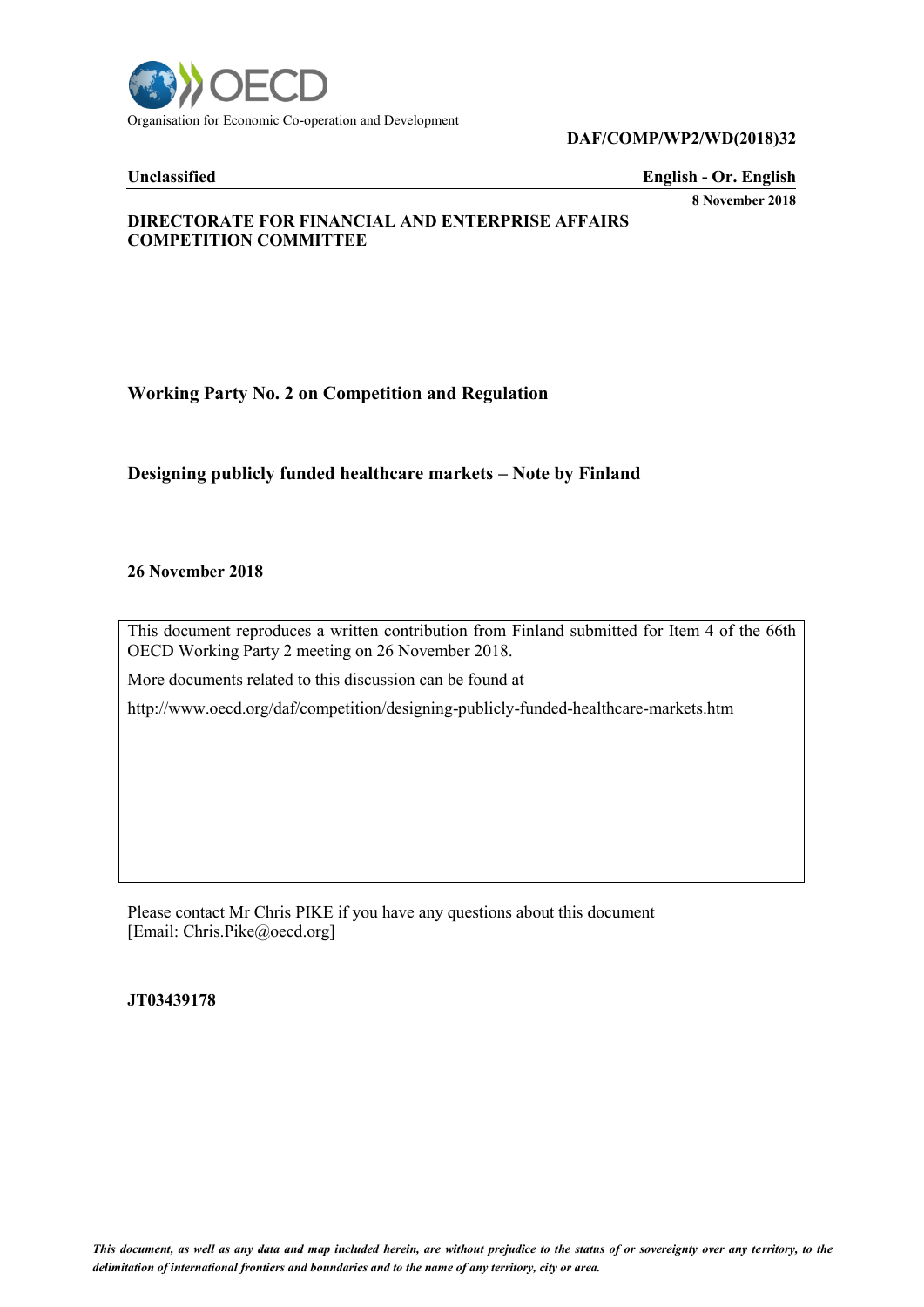Organisation for Economic Co-operation and Development

**DAF/COMP/WP2/WD(2018)32**

**Unclassified** **English - Or. English**

**8 November 2018**

**DIRECTORATE FOR FINANCIAL AND ENTERPRISE AFFAIRS**
**COMPETITION COMMITTEE**

## Working Party No. 2 on Competition and Regulation

## Designing publicly funded healthcare markets – Note by Finland

**26 November 2018**

This document reproduces a written contribution from Finland submitted for Item 4 of the 66th OECD Working Party 2 meeting on 26 November 2018.

More documents related to this discussion can be found at

http://www.oecd.org/daf/competition/designing-publicly-funded-healthcare-markets.htm

Please contact Mr Chris PIKE if you have any questions about this document
[Email: Chris.Pike@oecd.org]

**JT03439178**

*This document, as well as any data and map included herein, are without prejudice to the status of or sovereignty over any territory, to the delimitation of international frontiers and boundaries and to the name of any territory, city or area.*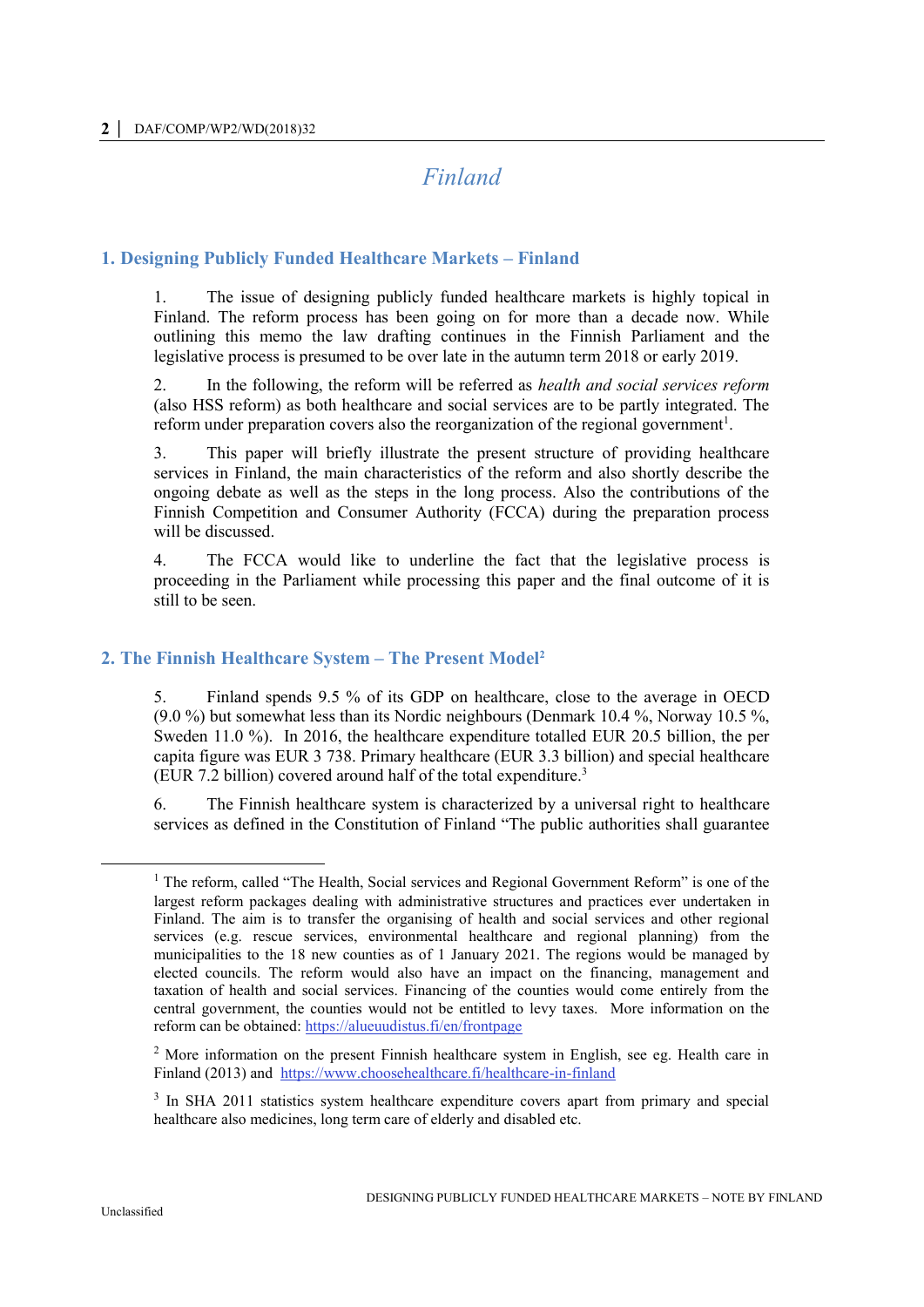# Finland

## 1. Designing Publicly Funded Healthcare Markets – Finland

1. The issue of designing publicly funded healthcare markets is highly topical in Finland. The reform process has been going on for more than a decade now. While outlining this memo the law drafting continues in the Finnish Parliament and the legislative process is presumed to be over late in the autumn term 2018 or early 2019.

2. In the following, the reform will be referred as *health and social services reform* (also HSS reform) as both healthcare and social services are to be partly integrated. The reform under preparation covers also the reorganization of the regional government[1].

3. This paper will briefly illustrate the present structure of providing healthcare services in Finland, the main characteristics of the reform and also shortly describe the ongoing debate as well as the steps in the long process. Also the contributions of the Finnish Competition and Consumer Authority (FCCA) during the preparation process will be discussed.

4. The FCCA would like to underline the fact that the legislative process is proceeding in the Parliament while processing this paper and the final outcome of it is still to be seen.

## 2. The Finnish Healthcare System – The Present Model[2]

5. Finland spends 9.5 % of its GDP on healthcare, close to the average in OECD (9.0 %) but somewhat less than its Nordic neighbours (Denmark 10.4 %, Norway 10.5 %, Sweden 11.0 %). In 2016, the healthcare expenditure totalled EUR 20.5 billion, the per capita figure was EUR 3 738. Primary healthcare (EUR 3.3 billion) and special healthcare (EUR 7.2 billion) covered around half of the total expenditure.[3]

6. The Finnish healthcare system is characterized by a universal right to healthcare services as defined in the Constitution of Finland "The public authorities shall guarantee

---

[1] The reform, called "The Health, Social services and Regional Government Reform" is one of the largest reform packages dealing with administrative structures and practices ever undertaken in Finland. The aim is to transfer the organising of health and social services and other regional services (e.g. rescue services, environmental healthcare and regional planning) from the municipalities to the 18 new counties as of 1 January 2021. The regions would be managed by elected councils. The reform would also have an impact on the financing, management and taxation of health and social services. Financing of the counties would come entirely from the central government, the counties would not be entitled to levy taxes. More information on the reform can be obtained: https://alueuudistus.fi/en/frontpage

[2] More information on the present Finnish healthcare system in English, see eg. Health care in Finland (2013) and https://www.choosehealthcare.fi/healthcare-in-finland

[3] In SHA 2011 statistics system healthcare expenditure covers apart from primary and special healthcare also medicines, long term care of elderly and disabled etc.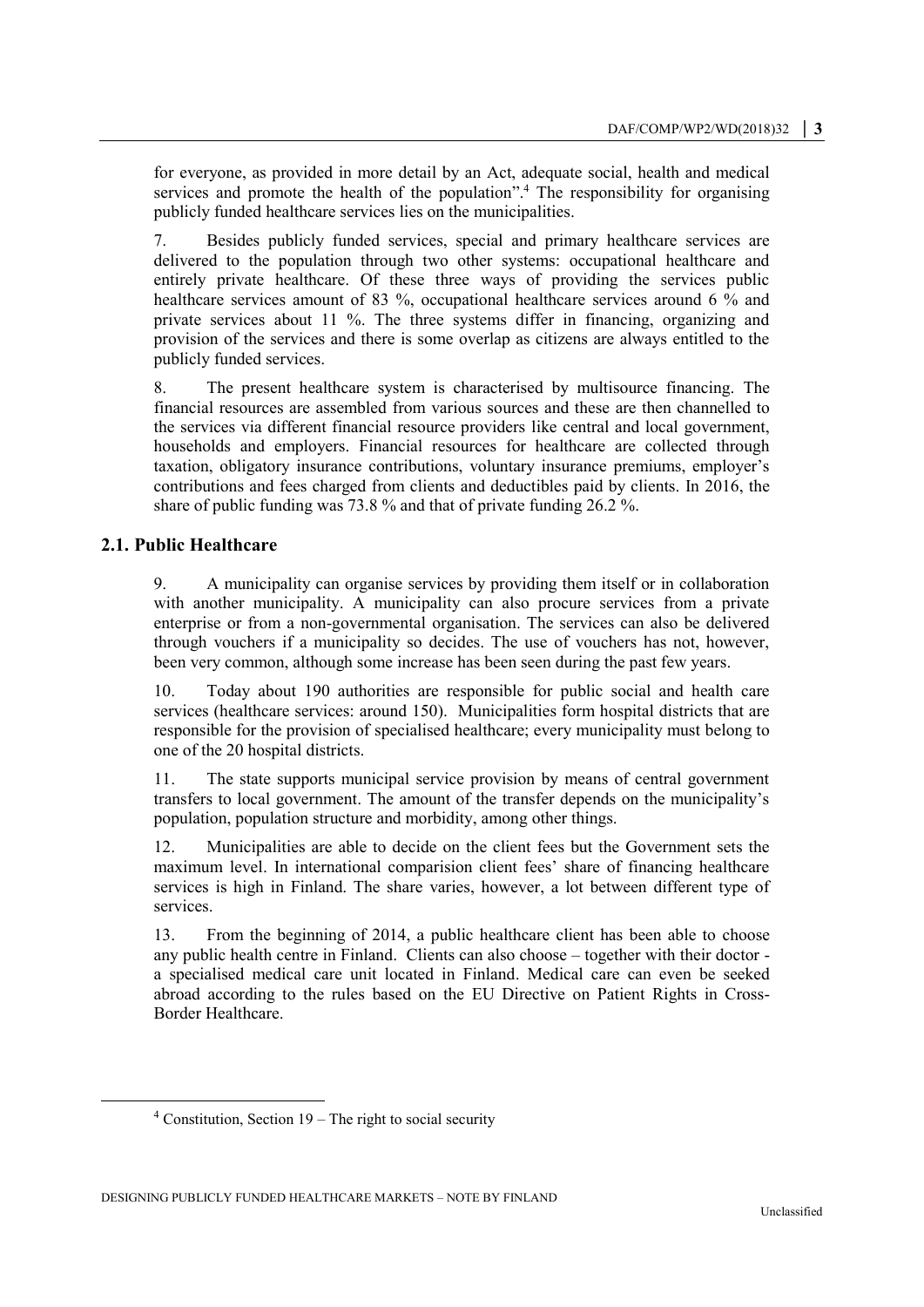for everyone, as provided in more detail by an Act, adequate social, health and medical services and promote the health of the population".[4] The responsibility for organising publicly funded healthcare services lies on the municipalities.

7. Besides publicly funded services, special and primary healthcare services are delivered to the population through two other systems: occupational healthcare and entirely private healthcare. Of these three ways of providing the services public healthcare services amount of 83 %, occupational healthcare services around 6 % and private services about 11 %. The three systems differ in financing, organizing and provision of the services and there is some overlap as citizens are always entitled to the publicly funded services.

8. The present healthcare system is characterised by multisource financing. The financial resources are assembled from various sources and these are then channelled to the services via different financial resource providers like central and local government, households and employers. Financial resources for healthcare are collected through taxation, obligatory insurance contributions, voluntary insurance premiums, employer's contributions and fees charged from clients and deductibles paid by clients. In 2016, the share of public funding was 73.8 % and that of private funding 26.2 %.

## 2.1. Public Healthcare

9. A municipality can organise services by providing them itself or in collaboration with another municipality. A municipality can also procure services from a private enterprise or from a non-governmental organisation. The services can also be delivered through vouchers if a municipality so decides. The use of vouchers has not, however, been very common, although some increase has been seen during the past few years.

10. Today about 190 authorities are responsible for public social and health care services (healthcare services: around 150). Municipalities form hospital districts that are responsible for the provision of specialised healthcare; every municipality must belong to one of the 20 hospital districts.

11. The state supports municipal service provision by means of central government transfers to local government. The amount of the transfer depends on the municipality's population, population structure and morbidity, among other things.

12. Municipalities are able to decide on the client fees but the Government sets the maximum level. In international comparision client fees' share of financing healthcare services is high in Finland. The share varies, however, a lot between different type of services.

13. From the beginning of 2014, a public healthcare client has been able to choose any public health centre in Finland. Clients can also choose – together with their doctor - a specialised medical care unit located in Finland. Medical care can even be seeked abroad according to the rules based on the EU Directive on Patient Rights in Cross-Border Healthcare.

[4] Constitution, Section 19 – The right to social security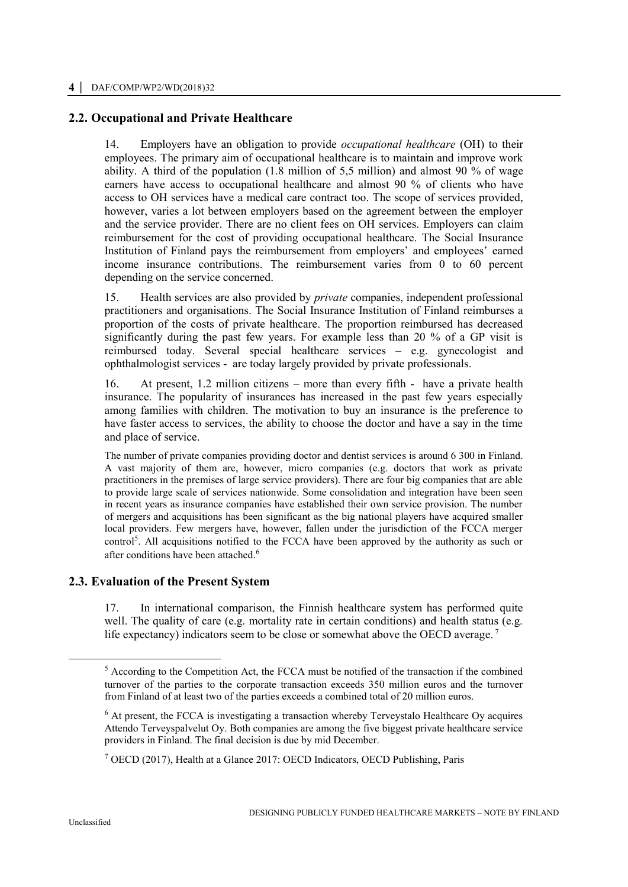## 2.2. Occupational and Private Healthcare

14. Employers have an obligation to provide *occupational healthcare* (OH) to their employees. The primary aim of occupational healthcare is to maintain and improve work ability. A third of the population (1.8 million of 5,5 million) and almost 90 % of wage earners have access to occupational healthcare and almost 90 % of clients who have access to OH services have a medical care contract too. The scope of services provided, however, varies a lot between employers based on the agreement between the employer and the service provider. There are no client fees on OH services. Employers can claim reimbursement for the cost of providing occupational healthcare. The Social Insurance Institution of Finland pays the reimbursement from employers' and employees' earned income insurance contributions. The reimbursement varies from 0 to 60 percent depending on the service concerned.

15. Health services are also provided by *private* companies, independent professional practitioners and organisations. The Social Insurance Institution of Finland reimburses a proportion of the costs of private healthcare. The proportion reimbursed has decreased significantly during the past few years. For example less than 20 % of a GP visit is reimbursed today. Several special healthcare services – e.g. gynecologist and ophthalmologist services - are today largely provided by private professionals.

16. At present, 1.2 million citizens – more than every fifth - have a private health insurance. The popularity of insurances has increased in the past few years especially among families with children. The motivation to buy an insurance is the preference to have faster access to services, the ability to choose the doctor and have a say in the time and place of service.

The number of private companies providing doctor and dentist services is around 6 300 in Finland. A vast majority of them are, however, micro companies (e.g. doctors that work as private practitioners in the premises of large service providers). There are four big companies that are able to provide large scale of services nationwide. Some consolidation and integration have been seen in recent years as insurance companies have established their own service provision. The number of mergers and acquisitions has been significant as the big national players have acquired smaller local providers. Few mergers have, however, fallen under the jurisdiction of the FCCA merger control[5]. All acquisitions notified to the FCCA have been approved by the authority as such or after conditions have been attached.[6]

## 2.3. Evaluation of the Present System

17. In international comparison, the Finnish healthcare system has performed quite well. The quality of care (e.g. mortality rate in certain conditions) and health status (e.g. life expectancy) indicators seem to be close or somewhat above the OECD average.[7]

[5] According to the Competition Act, the FCCA must be notified of the transaction if the combined turnover of the parties to the corporate transaction exceeds 350 million euros and the turnover from Finland of at least two of the parties exceeds a combined total of 20 million euros.

[6] At present, the FCCA is investigating a transaction whereby Terveystalo Healthcare Oy acquires Attendo Terveyspalvelut Oy. Both companies are among the five biggest private healthcare service providers in Finland. The final decision is due by mid December.

[7] OECD (2017), Health at a Glance 2017: OECD Indicators, OECD Publishing, Paris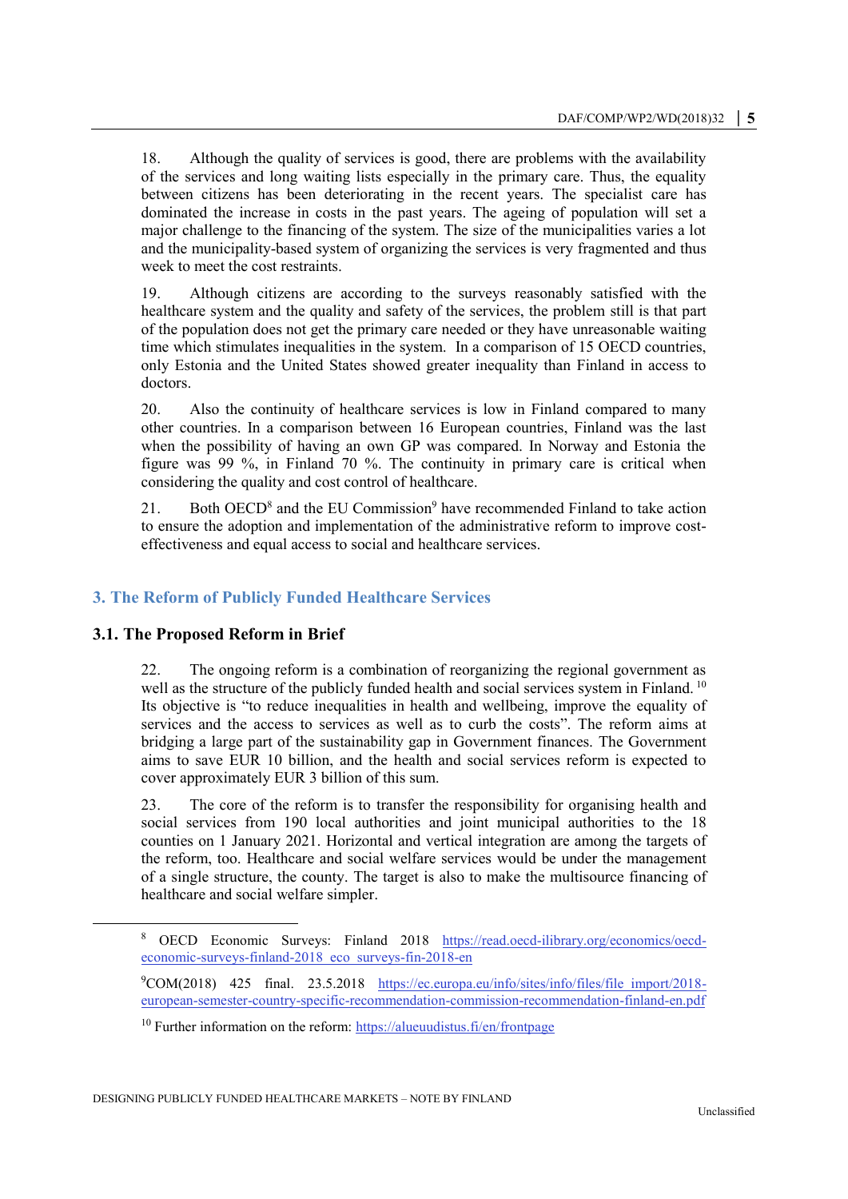18. Although the quality of services is good, there are problems with the availability of the services and long waiting lists especially in the primary care. Thus, the equality between citizens has been deteriorating in the recent years. The specialist care has dominated the increase in costs in the past years. The ageing of population will set a major challenge to the financing of the system. The size of the municipalities varies a lot and the municipality-based system of organizing the services is very fragmented and thus week to meet the cost restraints.

19. Although citizens are according to the surveys reasonably satisfied with the healthcare system and the quality and safety of the services, the problem still is that part of the population does not get the primary care needed or they have unreasonable waiting time which stimulates inequalities in the system. In a comparison of 15 OECD countries, only Estonia and the United States showed greater inequality than Finland in access to doctors.

20. Also the continuity of healthcare services is low in Finland compared to many other countries. In a comparison between 16 European countries, Finland was the last when the possibility of having an own GP was compared. In Norway and Estonia the figure was 99 %, in Finland 70 %. The continuity in primary care is critical when considering the quality and cost control of healthcare.

21. Both OECD[8] and the EU Commission[9] have recommended Finland to take action to ensure the adoption and implementation of the administrative reform to improve cost-effectiveness and equal access to social and healthcare services.

## 3. The Reform of Publicly Funded Healthcare Services

### 3.1. The Proposed Reform in Brief

22. The ongoing reform is a combination of reorganizing the regional government as well as the structure of the publicly funded health and social services system in Finland.[10] Its objective is "to reduce inequalities in health and wellbeing, improve the equality of services and the access to services as well as to curb the costs". The reform aims at bridging a large part of the sustainability gap in Government finances. The Government aims to save EUR 10 billion, and the health and social services reform is expected to cover approximately EUR 3 billion of this sum.

23. The core of the reform is to transfer the responsibility for organising health and social services from 190 local authorities and joint municipal authorities to the 18 counties on 1 January 2021. Horizontal and vertical integration are among the targets of the reform, too. Healthcare and social welfare services would be under the management of a single structure, the county. The target is also to make the multisource financing of healthcare and social welfare simpler.

---

[8] OECD Economic Surveys: Finland 2018 https://read.oecd-ilibrary.org/economics/oecd-economic-surveys-finland-2018_eco_surveys-fin-2018-en

[9] COM(2018) 425 final. 23.5.2018 https://ec.europa.eu/info/sites/info/files/file_import/2018-european-semester-country-specific-recommendation-commission-recommendation-finland-en.pdf

[10] Further information on the reform: https://alueuudistus.fi/en/frontpage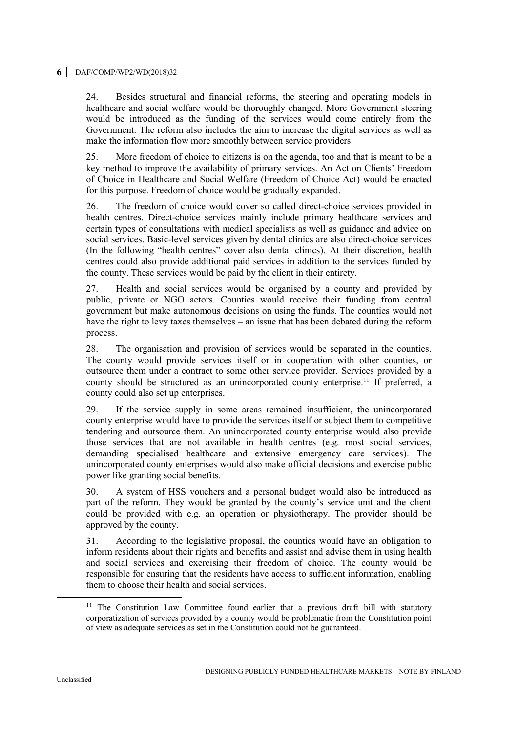24. Besides structural and financial reforms, the steering and operating models in healthcare and social welfare would be thoroughly changed. More Government steering would be introduced as the funding of the services would come entirely from the Government. The reform also includes the aim to increase the digital services as well as make the information flow more smoothly between service providers.

25. More freedom of choice to citizens is on the agenda, too and that is meant to be a key method to improve the availability of primary services. An Act on Clients' Freedom of Choice in Healthcare and Social Welfare (Freedom of Choice Act) would be enacted for this purpose. Freedom of choice would be gradually expanded.

26. The freedom of choice would cover so called direct-choice services provided in health centres. Direct-choice services mainly include primary healthcare services and certain types of consultations with medical specialists as well as guidance and advice on social services. Basic-level services given by dental clinics are also direct-choice services (In the following "health centres" cover also dental clinics). At their discretion, health centres could also provide additional paid services in addition to the services funded by the county. These services would be paid by the client in their entirety.

27. Health and social services would be organised by a county and provided by public, private or NGO actors. Counties would receive their funding from central government but make autonomous decisions on using the funds. The counties would not have the right to levy taxes themselves – an issue that has been debated during the reform process.

28. The organisation and provision of services would be separated in the counties. The county would provide services itself or in cooperation with other counties, or outsource them under a contract to some other service provider. Services provided by a county should be structured as an unincorporated county enterprise.[11] If preferred, a county could also set up enterprises.

29. If the service supply in some areas remained insufficient, the unincorporated county enterprise would have to provide the services itself or subject them to competitive tendering and outsource them. An unincorporated county enterprise would also provide those services that are not available in health centres (e.g. most social services, demanding specialised healthcare and extensive emergency care services). The unincorporated county enterprises would also make official decisions and exercise public power like granting social benefits.

30. A system of HSS vouchers and a personal budget would also be introduced as part of the reform. They would be granted by the county's service unit and the client could be provided with e.g. an operation or physiotherapy. The provider should be approved by the county.

31. According to the legislative proposal, the counties would have an obligation to inform residents about their rights and benefits and assist and advise them in using health and social services and exercising their freedom of choice. The county would be responsible for ensuring that the residents have access to sufficient information, enabling them to choose their health and social services.

[11] The Constitution Law Committee found earlier that a previous draft bill with statutory corporatization of services provided by a county would be problematic from the Constitution point of view as adequate services as set in the Constitution could not be guaranteed.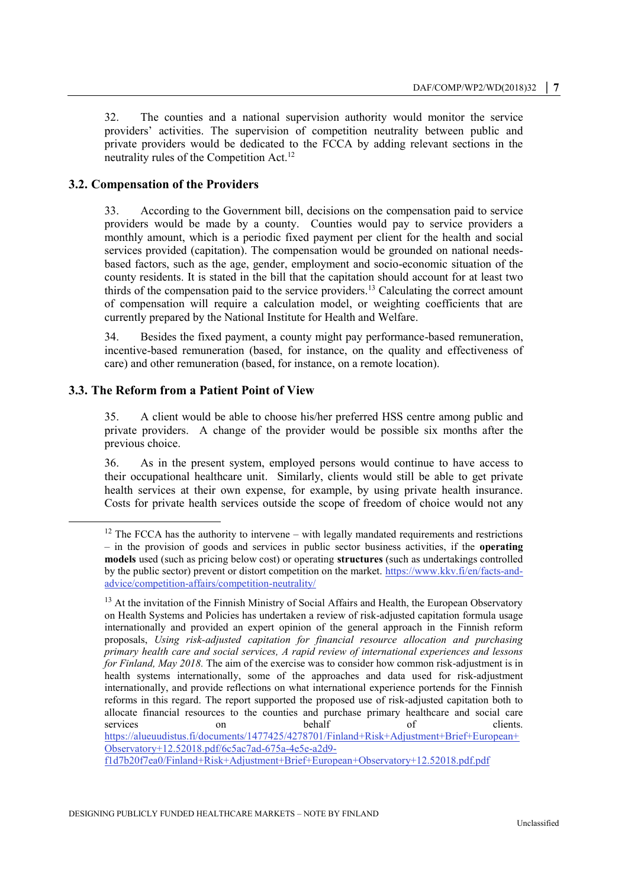32. The counties and a national supervision authority would monitor the service providers' activities. The supervision of competition neutrality between public and private providers would be dedicated to the FCCA by adding relevant sections in the neutrality rules of the Competition Act.[12]

### 3.2. Compensation of the Providers

33. According to the Government bill, decisions on the compensation paid to service providers would be made by a county. Counties would pay to service providers a monthly amount, which is a periodic fixed payment per client for the health and social services provided (capitation). The compensation would be grounded on national needs-based factors, such as the age, gender, employment and socio-economic situation of the county residents. It is stated in the bill that the capitation should account for at least two thirds of the compensation paid to the service providers.[13] Calculating the correct amount of compensation will require a calculation model, or weighting coefficients that are currently prepared by the National Institute for Health and Welfare.

34. Besides the fixed payment, a county might pay performance-based remuneration, incentive-based remuneration (based, for instance, on the quality and effectiveness of care) and other remuneration (based, for instance, on a remote location).

### 3.3. The Reform from a Patient Point of View

35. A client would be able to choose his/her preferred HSS centre among public and private providers. A change of the provider would be possible six months after the previous choice.

36. As in the present system, employed persons would continue to have access to their occupational healthcare unit. Similarly, clients would still be able to get private health services at their own expense, for example, by using private health insurance. Costs for private health services outside the scope of freedom of choice would not any

---

[12] The FCCA has the authority to intervene – with legally mandated requirements and restrictions – in the provision of goods and services in public sector business activities, if the **operating models** used (such as pricing below cost) or operating **structures** (such as undertakings controlled by the public sector) prevent or distort competition on the market. https://www.kkv.fi/en/facts-and-advice/competition-affairs/competition-neutrality/

[13] At the invitation of the Finnish Ministry of Social Affairs and Health, the European Observatory on Health Systems and Policies has undertaken a review of risk-adjusted capitation formula usage internationally and provided an expert opinion of the general approach in the Finnish reform proposals, *Using risk-adjusted capitation for financial resource allocation and purchasing primary health care and social services, A rapid review of international experiences and lessons for Finland, May 2018.* The aim of the exercise was to consider how common risk-adjustment is in health systems internationally, some of the approaches and data used for risk-adjustment internationally, and provide reflections on what international experience portends for the Finnish reforms in this regard. The report supported the proposed use of risk-adjusted capitation both to allocate financial resources to the counties and purchase primary healthcare and social care services on behalf of clients. https://alueuudistus.fi/documents/1477425/4278701/Finland+Risk+Adjustment+Brief+European+Observatory+12.52018.pdf/6c5ac7ad-675a-4e5e-a2d9-f1d7b20f7ea0/Finland+Risk+Adjustment+Brief+European+Observatory+12.52018.pdf.pdf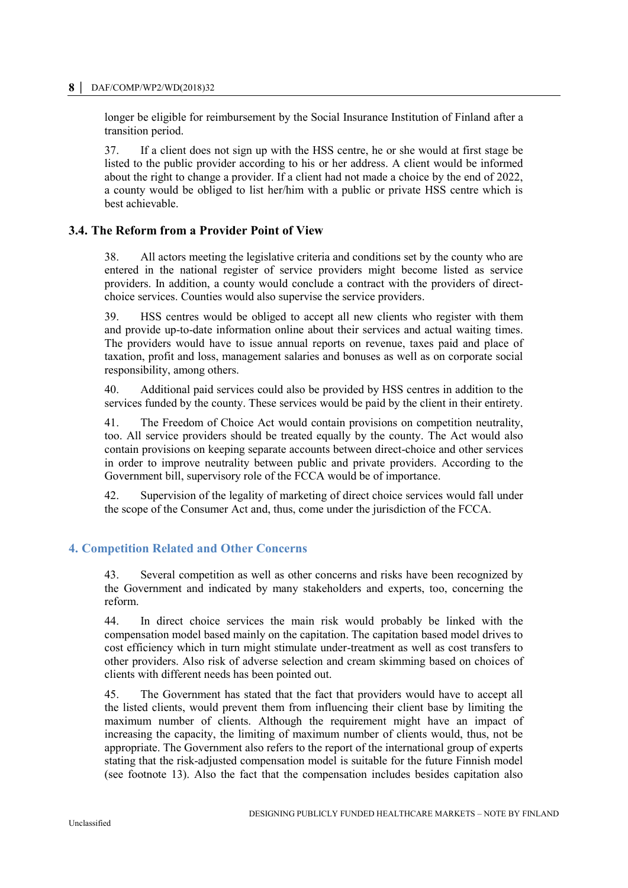longer be eligible for reimbursement by the Social Insurance Institution of Finland after a transition period.

37. If a client does not sign up with the HSS centre, he or she would at first stage be listed to the public provider according to his or her address. A client would be informed about the right to change a provider. If a client had not made a choice by the end of 2022, a county would be obliged to list her/him with a public or private HSS centre which is best achievable.

### 3.4. The Reform from a Provider Point of View

38. All actors meeting the legislative criteria and conditions set by the county who are entered in the national register of service providers might become listed as service providers. In addition, a county would conclude a contract with the providers of direct-choice services. Counties would also supervise the service providers.

39. HSS centres would be obliged to accept all new clients who register with them and provide up-to-date information online about their services and actual waiting times. The providers would have to issue annual reports on revenue, taxes paid and place of taxation, profit and loss, management salaries and bonuses as well as on corporate social responsibility, among others.

40. Additional paid services could also be provided by HSS centres in addition to the services funded by the county. These services would be paid by the client in their entirety.

41. The Freedom of Choice Act would contain provisions on competition neutrality, too. All service providers should be treated equally by the county. The Act would also contain provisions on keeping separate accounts between direct-choice and other services in order to improve neutrality between public and private providers. According to the Government bill, supervisory role of the FCCA would be of importance.

42. Supervision of the legality of marketing of direct choice services would fall under the scope of the Consumer Act and, thus, come under the jurisdiction of the FCCA.

## 4. Competition Related and Other Concerns

43. Several competition as well as other concerns and risks have been recognized by the Government and indicated by many stakeholders and experts, too, concerning the reform.

44. In direct choice services the main risk would probably be linked with the compensation model based mainly on the capitation. The capitation based model drives to cost efficiency which in turn might stimulate under-treatment as well as cost transfers to other providers. Also risk of adverse selection and cream skimming based on choices of clients with different needs has been pointed out.

45. The Government has stated that the fact that providers would have to accept all the listed clients, would prevent them from influencing their client base by limiting the maximum number of clients. Although the requirement might have an impact of increasing the capacity, the limiting of maximum number of clients would, thus, not be appropriate. The Government also refers to the report of the international group of experts stating that the risk-adjusted compensation model is suitable for the future Finnish model (see footnote 13). Also the fact that the compensation includes besides capitation also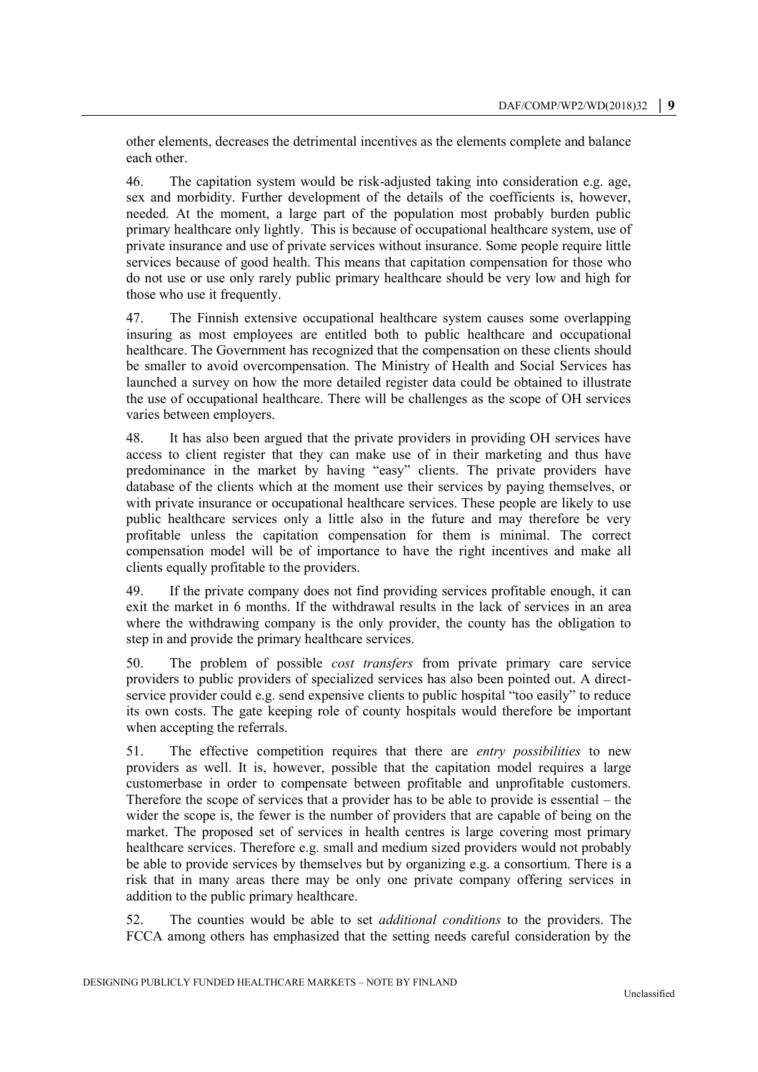other elements, decreases the detrimental incentives as the elements complete and balance each other.

46. The capitation system would be risk-adjusted taking into consideration e.g. age, sex and morbidity. Further development of the details of the coefficients is, however, needed. At the moment, a large part of the population most probably burden public primary healthcare only lightly. This is because of occupational healthcare system, use of private insurance and use of private services without insurance. Some people require little services because of good health. This means that capitation compensation for those who do not use or use only rarely public primary healthcare should be very low and high for those who use it frequently.

47. The Finnish extensive occupational healthcare system causes some overlapping insuring as most employees are entitled both to public healthcare and occupational healthcare. The Government has recognized that the compensation on these clients should be smaller to avoid overcompensation. The Ministry of Health and Social Services has launched a survey on how the more detailed register data could be obtained to illustrate the use of occupational healthcare. There will be challenges as the scope of OH services varies between employers.

48. It has also been argued that the private providers in providing OH services have access to client register that they can make use of in their marketing and thus have predominance in the market by having "easy" clients. The private providers have database of the clients which at the moment use their services by paying themselves, or with private insurance or occupational healthcare services. These people are likely to use public healthcare services only a little also in the future and may therefore be very profitable unless the capitation compensation for them is minimal. The correct compensation model will be of importance to have the right incentives and make all clients equally profitable to the providers.

49. If the private company does not find providing services profitable enough, it can exit the market in 6 months. If the withdrawal results in the lack of services in an area where the withdrawing company is the only provider, the county has the obligation to step in and provide the primary healthcare services.

50. The problem of possible *cost transfers* from private primary care service providers to public providers of specialized services has also been pointed out. A direct-service provider could e.g. send expensive clients to public hospital "too easily" to reduce its own costs. The gate keeping role of county hospitals would therefore be important when accepting the referrals.

51. The effective competition requires that there are *entry possibilities* to new providers as well. It is, however, possible that the capitation model requires a large customerbase in order to compensate between profitable and unprofitable customers. Therefore the scope of services that a provider has to be able to provide is essential – the wider the scope is, the fewer is the number of providers that are capable of being on the market. The proposed set of services in health centres is large covering most primary healthcare services. Therefore e.g. small and medium sized providers would not probably be able to provide services by themselves but by organizing e.g. a consortium. There is a risk that in many areas there may be only one private company offering services in addition to the public primary healthcare.

52. The counties would be able to set *additional conditions* to the providers. The FCCA among others has emphasized that the setting needs careful consideration by the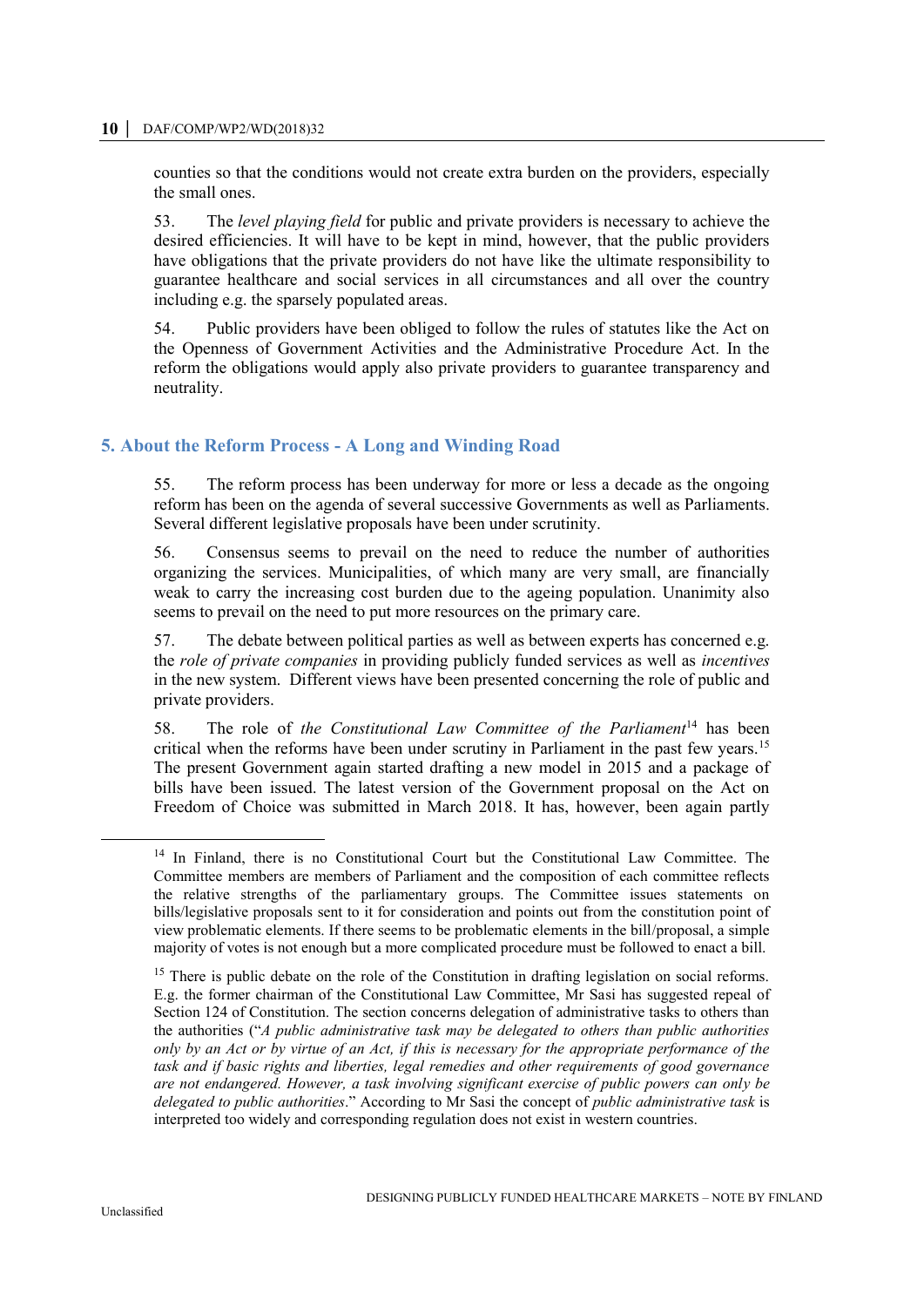counties so that the conditions would not create extra burden on the providers, especially the small ones.

53. The *level playing field* for public and private providers is necessary to achieve the desired efficiencies. It will have to be kept in mind, however, that the public providers have obligations that the private providers do not have like the ultimate responsibility to guarantee healthcare and social services in all circumstances and all over the country including e.g. the sparsely populated areas.

54. Public providers have been obliged to follow the rules of statutes like the Act on the Openness of Government Activities and the Administrative Procedure Act. In the reform the obligations would apply also private providers to guarantee transparency and neutrality.

## 5. About the Reform Process - A Long and Winding Road

55. The reform process has been underway for more or less a decade as the ongoing reform has been on the agenda of several successive Governments as well as Parliaments. Several different legislative proposals have been under scrutinity.

56. Consensus seems to prevail on the need to reduce the number of authorities organizing the services. Municipalities, of which many are very small, are financially weak to carry the increasing cost burden due to the ageing population. Unanimity also seems to prevail on the need to put more resources on the primary care.

57. The debate between political parties as well as between experts has concerned e.g. the *role of private companies* in providing publicly funded services as well as *incentives* in the new system. Different views have been presented concerning the role of public and private providers.

58. The role of *the Constitutional Law Committee of the Parliament*[14] has been critical when the reforms have been under scrutiny in Parliament in the past few years.[15] The present Government again started drafting a new model in 2015 and a package of bills have been issued. The latest version of the Government proposal on the Act on Freedom of Choice was submitted in March 2018. It has, however, been again partly

---

[14] In Finland, there is no Constitutional Court but the Constitutional Law Committee. The Committee members are members of Parliament and the composition of each committee reflects the relative strengths of the parliamentary groups. The Committee issues statements on bills/legislative proposals sent to it for consideration and points out from the constitution point of view problematic elements. If there seems to be problematic elements in the bill/proposal, a simple majority of votes is not enough but a more complicated procedure must be followed to enact a bill.

[15] There is public debate on the role of the Constitution in drafting legislation on social reforms. E.g. the former chairman of the Constitutional Law Committee, Mr Sasi has suggested repeal of Section 124 of Constitution. The section concerns delegation of administrative tasks to others than the authorities ("*A public administrative task may be delegated to others than public authorities only by an Act or by virtue of an Act, if this is necessary for the appropriate performance of the task and if basic rights and liberties, legal remedies and other requirements of good governance are not endangered. However, a task involving significant exercise of public powers can only be delegated to public authorities*." According to Mr Sasi the concept of *public administrative task* is interpreted too widely and corresponding regulation does not exist in western countries.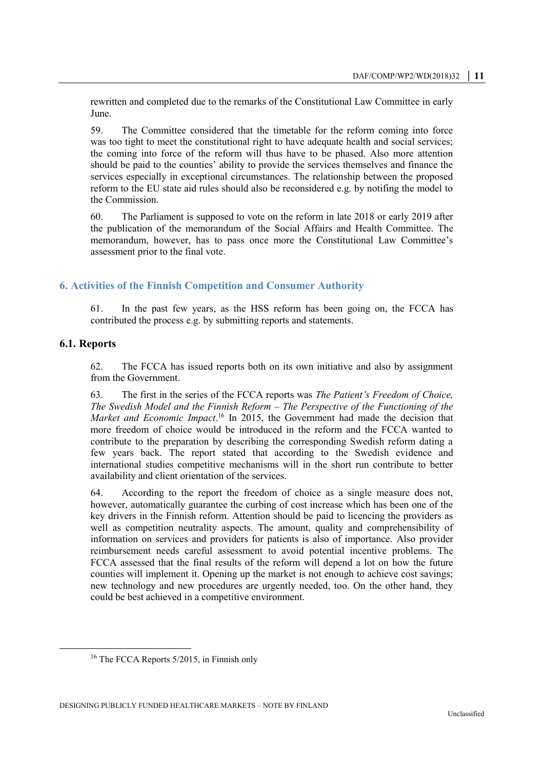rewritten and completed due to the remarks of the Constitutional Law Committee in early June.

59. The Committee considered that the timetable for the reform coming into force was too tight to meet the constitutional right to have adequate health and social services; the coming into force of the reform will thus have to be phased. Also more attention should be paid to the counties' ability to provide the services themselves and finance the services especially in exceptional circumstances. The relationship between the proposed reform to the EU state aid rules should also be reconsidered e.g. by notifying the model to the Commission.

60. The Parliament is supposed to vote on the reform in late 2018 or early 2019 after the publication of the memorandum of the Social Affairs and Health Committee. The memorandum, however, has to pass once more the Constitutional Law Committee's assessment prior to the final vote.

## 6. Activities of the Finnish Competition and Consumer Authority

61. In the past few years, as the HSS reform has been going on, the FCCA has contributed the process e.g. by submitting reports and statements.

### 6.1. Reports

62. The FCCA has issued reports both on its own initiative and also by assignment from the Government.

63. The first in the series of the FCCA reports was *The Patient's Freedom of Choice, The Swedish Model and the Finnish Reform – The Perspective of the Functioning of the Market and Economic Impact*.[16] In 2015, the Government had made the decision that more freedom of choice would be introduced in the reform and the FCCA wanted to contribute to the preparation by describing the corresponding Swedish reform dating a few years back. The report stated that according to the Swedish evidence and international studies competitive mechanisms will in the short run contribute to better availability and client orientation of the services.

64. According to the report the freedom of choice as a single measure does not, however, automatically guarantee the curbing of cost increase which has been one of the key drivers in the Finnish reform. Attention should be paid to licencing the providers as well as competition neutrality aspects. The amount, quality and comprehensibility of information on services and providers for patients is also of importance. Also provider reimbursement needs careful assessment to avoid potential incentive problems. The FCCA assessed that the final results of the reform will depend a lot on how the future counties will implement it. Opening up the market is not enough to achieve cost savings; new technology and new procedures are urgently needed, too. On the other hand, they could be best achieved in a competitive environment.

[16] The FCCA Reports 5/2015, in Finnish only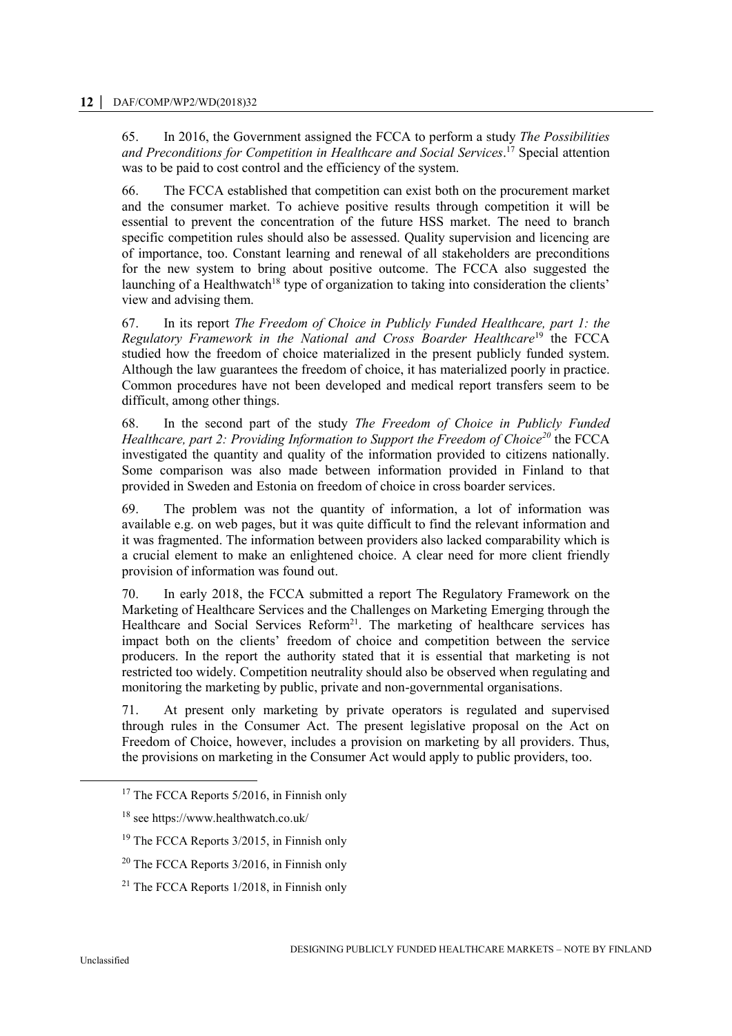65. In 2016, the Government assigned the FCCA to perform a study *The Possibilities and Preconditions for Competition in Healthcare and Social Services*.[17] Special attention was to be paid to cost control and the efficiency of the system.

66. The FCCA established that competition can exist both on the procurement market and the consumer market. To achieve positive results through competition it will be essential to prevent the concentration of the future HSS market. The need to branch specific competition rules should also be assessed. Quality supervision and licencing are of importance, too. Constant learning and renewal of all stakeholders are preconditions for the new system to bring about positive outcome. The FCCA also suggested the launching of a Healthwatch[18] type of organization to taking into consideration the clients' view and advising them.

67. In its report *The Freedom of Choice in Publicly Funded Healthcare, part 1: the Regulatory Framework in the National and Cross Boarder Healthcare*[19] the FCCA studied how the freedom of choice materialized in the present publicly funded system. Although the law guarantees the freedom of choice, it has materialized poorly in practice. Common procedures have not been developed and medical report transfers seem to be difficult, among other things.

68. In the second part of the study *The Freedom of Choice in Publicly Funded Healthcare, part 2: Providing Information to Support the Freedom of Choice*[20] the FCCA investigated the quantity and quality of the information provided to citizens nationally. Some comparison was also made between information provided in Finland to that provided in Sweden and Estonia on freedom of choice in cross boarder services.

69. The problem was not the quantity of information, a lot of information was available e.g. on web pages, but it was quite difficult to find the relevant information and it was fragmented. The information between providers also lacked comparability which is a crucial element to make an enlightened choice. A clear need for more client friendly provision of information was found out.

70. In early 2018, the FCCA submitted a report The Regulatory Framework on the Marketing of Healthcare Services and the Challenges on Marketing Emerging through the Healthcare and Social Services Reform[21]. The marketing of healthcare services has impact both on the clients' freedom of choice and competition between the service producers. In the report the authority stated that it is essential that marketing is not restricted too widely. Competition neutrality should also be observed when regulating and monitoring the marketing by public, private and non-governmental organisations.

71. At present only marketing by private operators is regulated and supervised through rules in the Consumer Act. The present legislative proposal on the Act on Freedom of Choice, however, includes a provision on marketing by all providers. Thus, the provisions on marketing in the Consumer Act would apply to public providers, too.

[17] The FCCA Reports 5/2016, in Finnish only

[18] see https://www.healthwatch.co.uk/

[19] The FCCA Reports 3/2015, in Finnish only

[20] The FCCA Reports 3/2016, in Finnish only

[21] The FCCA Reports 1/2018, in Finnish only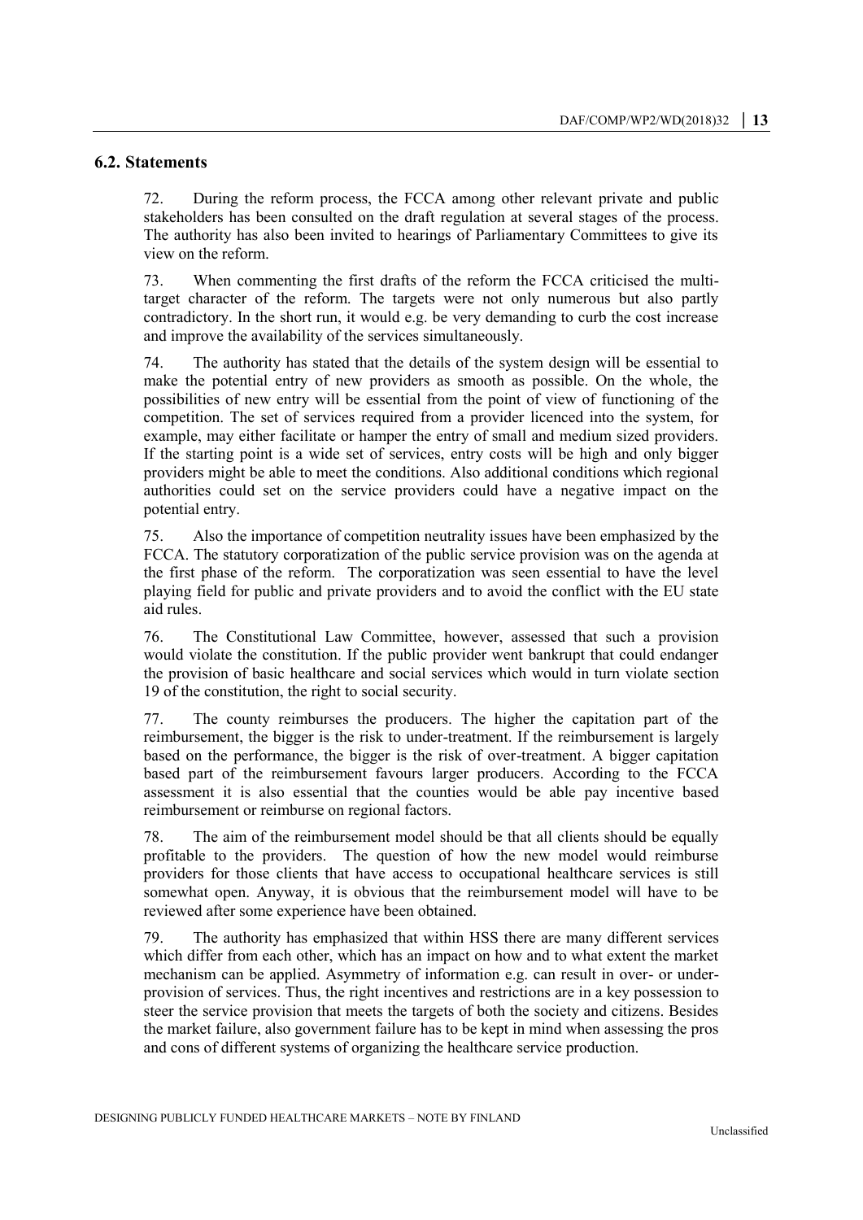## 6.2. Statements

72. During the reform process, the FCCA among other relevant private and public stakeholders has been consulted on the draft regulation at several stages of the process. The authority has also been invited to hearings of Parliamentary Committees to give its view on the reform.

73. When commenting the first drafts of the reform the FCCA criticised the multi-target character of the reform. The targets were not only numerous but also partly contradictory. In the short run, it would e.g. be very demanding to curb the cost increase and improve the availability of the services simultaneously.

74. The authority has stated that the details of the system design will be essential to make the potential entry of new providers as smooth as possible. On the whole, the possibilities of new entry will be essential from the point of view of functioning of the competition. The set of services required from a provider licenced into the system, for example, may either facilitate or hamper the entry of small and medium sized providers. If the starting point is a wide set of services, entry costs will be high and only bigger providers might be able to meet the conditions. Also additional conditions which regional authorities could set on the service providers could have a negative impact on the potential entry.

75. Also the importance of competition neutrality issues have been emphasized by the FCCA. The statutory corporatization of the public service provision was on the agenda at the first phase of the reform. The corporatization was seen essential to have the level playing field for public and private providers and to avoid the conflict with the EU state aid rules.

76. The Constitutional Law Committee, however, assessed that such a provision would violate the constitution. If the public provider went bankrupt that could endanger the provision of basic healthcare and social services which would in turn violate section 19 of the constitution, the right to social security.

77. The county reimburses the producers. The higher the capitation part of the reimbursement, the bigger is the risk to under-treatment. If the reimbursement is largely based on the performance, the bigger is the risk of over-treatment. A bigger capitation based part of the reimbursement favours larger producers. According to the FCCA assessment it is also essential that the counties would be able pay incentive based reimbursement or reimburse on regional factors.

78. The aim of the reimbursement model should be that all clients should be equally profitable to the providers. The question of how the new model would reimburse providers for those clients that have access to occupational healthcare services is still somewhat open. Anyway, it is obvious that the reimbursement model will have to be reviewed after some experience have been obtained.

79. The authority has emphasized that within HSS there are many different services which differ from each other, which has an impact on how and to what extent the market mechanism can be applied. Asymmetry of information e.g. can result in over- or under-provision of services. Thus, the right incentives and restrictions are in a key possession to steer the service provision that meets the targets of both the society and citizens. Besides the market failure, also government failure has to be kept in mind when assessing the pros and cons of different systems of organizing the healthcare service production.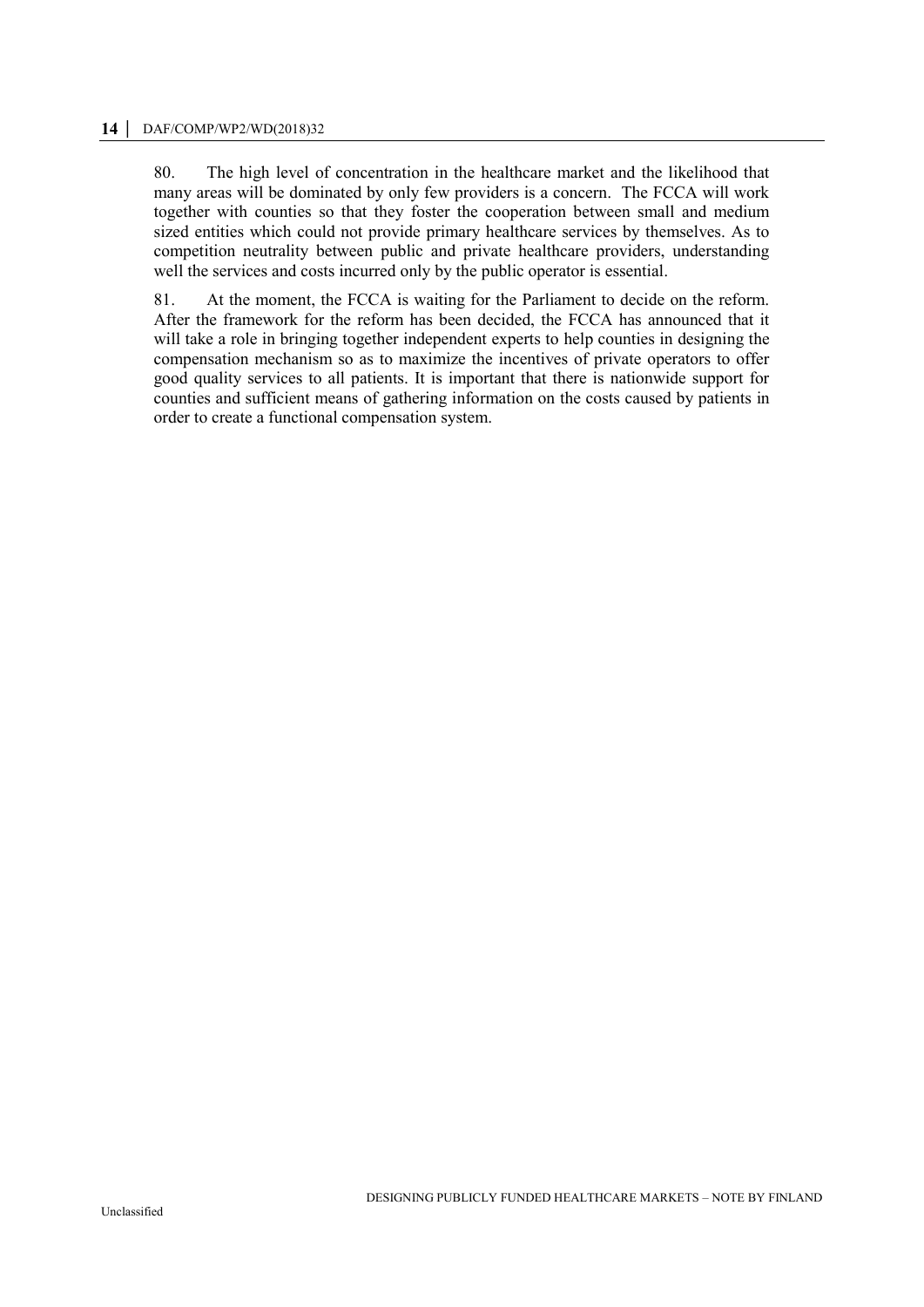80. The high level of concentration in the healthcare market and the likelihood that many areas will be dominated by only few providers is a concern. The FCCA will work together with counties so that they foster the cooperation between small and medium sized entities which could not provide primary healthcare services by themselves. As to competition neutrality between public and private healthcare providers, understanding well the services and costs incurred only by the public operator is essential.

81. At the moment, the FCCA is waiting for the Parliament to decide on the reform. After the framework for the reform has been decided, the FCCA has announced that it will take a role in bringing together independent experts to help counties in designing the compensation mechanism so as to maximize the incentives of private operators to offer good quality services to all patients. It is important that there is nationwide support for counties and sufficient means of gathering information on the costs caused by patients in order to create a functional compensation system.